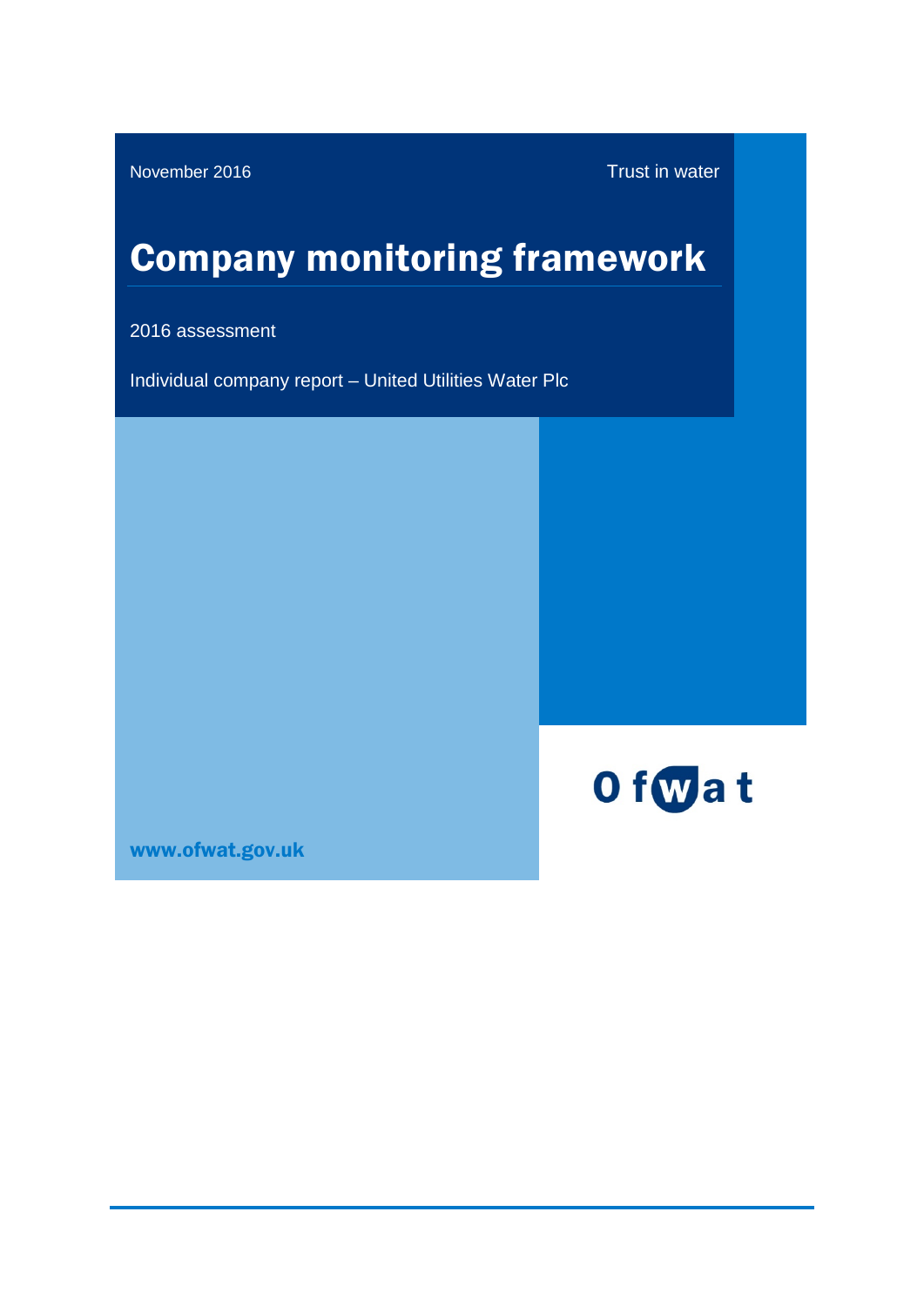November 2016

Trust in water

# Company monitoring framework

2016 assessment

Individual company report – United Utilities Water Plc

Ofwat

www.ofwat.gov.uk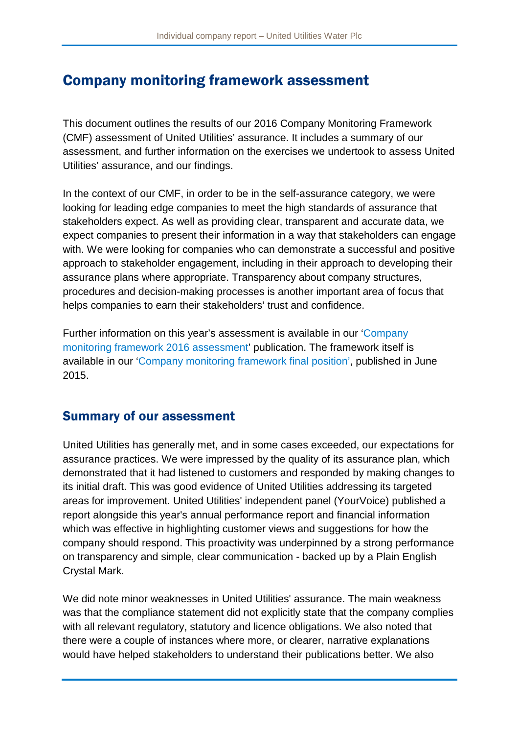# Company monitoring framework assessment

This document outlines the results of our 2016 Company Monitoring Framework (CMF) assessment of United Utilities' assurance. It includes a summary of our assessment, and further information on the exercises we undertook to assess United Utilities' assurance, and our findings.

In the context of our CMF, in order to be in the self-assurance category, we were looking for leading edge companies to meet the high standards of assurance that stakeholders expect. As well as providing clear, transparent and accurate data, we expect companies to present their information in a way that stakeholders can engage with. We were looking for companies who can demonstrate a successful and positive approach to stakeholder engagement, including in their approach to developing their assurance plans where appropriate. Transparency about company structures, procedures and decision-making processes is another important area of focus that helps companies to earn their stakeholders' trust and confidence.

Further information on this year's assessment is available in our 'Company monitoring framework 2016 assessment' publication. The framework itself is available in our 'Company monitoring framework final position', published in June 2015.

## Summary of our assessment

United Utilities has generally met, and in some cases exceeded, our expectations for assurance practices. We were impressed by the quality of its assurance plan, which demonstrated that it had listened to customers and responded by making changes to its initial draft. This was good evidence of United Utilities addressing its targeted areas for improvement. United Utilities' independent panel (YourVoice) published a report alongside this year's annual performance report and financial information which was effective in highlighting customer views and suggestions for how the company should respond. This proactivity was underpinned by a strong performance on transparency and simple, clear communication - backed up by a Plain English Crystal Mark.

We did note minor weaknesses in United Utilities' assurance. The main weakness was that the compliance statement did not explicitly state that the company complies with all relevant regulatory, statutory and licence obligations. We also noted that there were a couple of instances where more, or clearer, narrative explanations would have helped stakeholders to understand their publications better. We also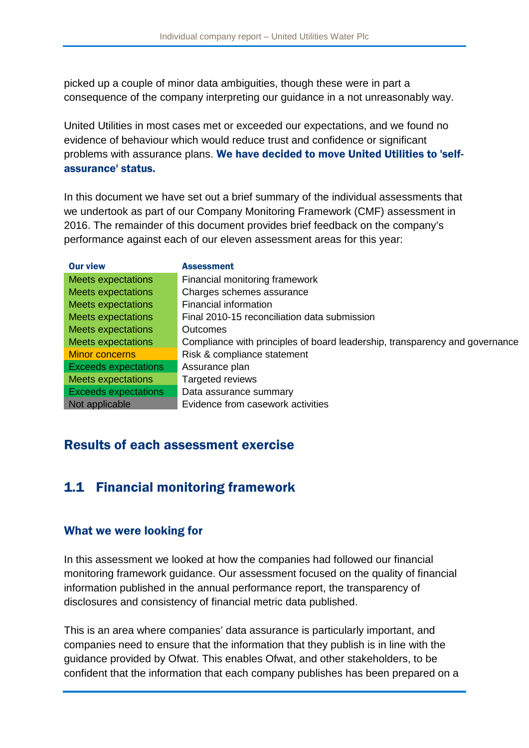picked up a couple of minor data ambiguities, though these were in part a consequence of the company interpreting our guidance in a not unreasonably way.

United Utilities in most cases met or exceeded our expectations, and we found no evidence of behaviour which would reduce trust and confidence or significant problems with assurance plans. **We have decided to move United Utilities to 'self-assurance' status.**

In this document we have set out a brief summary of the individual assessments that we undertook as part of our Company Monitoring Framework (CMF) assessment in 2016. The remainder of this document provides brief feedback on the company's performance against each of our eleven assessment areas for this year:

| Our view | Assessment |
|---|---|
| Meets expectations | Financial monitoring framework |
| Meets expectations | Charges schemes assurance |
| Meets expectations | Financial information |
| Meets expectations | Final 2010-15 reconciliation data submission |
| Meets expectations | Outcomes |
| Meets expectations | Compliance with principles of board leadership, transparency and governance |
| Minor concerns | Risk & compliance statement |
| Exceeds expectations | Assurance plan |
| Meets expectations | Targeted reviews |
| Exceeds expectations | Data assurance summary |
| Not applicable | Evidence from casework activities |

## Results of each assessment exercise

## 1.1 Financial monitoring framework

### What we were looking for

In this assessment we looked at how the companies had followed our financial monitoring framework guidance. Our assessment focused on the quality of financial information published in the annual performance report, the transparency of disclosures and consistency of financial metric data published.

This is an area where companies' data assurance is particularly important, and companies need to ensure that the information that they publish is in line with the guidance provided by Ofwat. This enables Ofwat, and other stakeholders, to be confident that the information that each company publishes has been prepared on a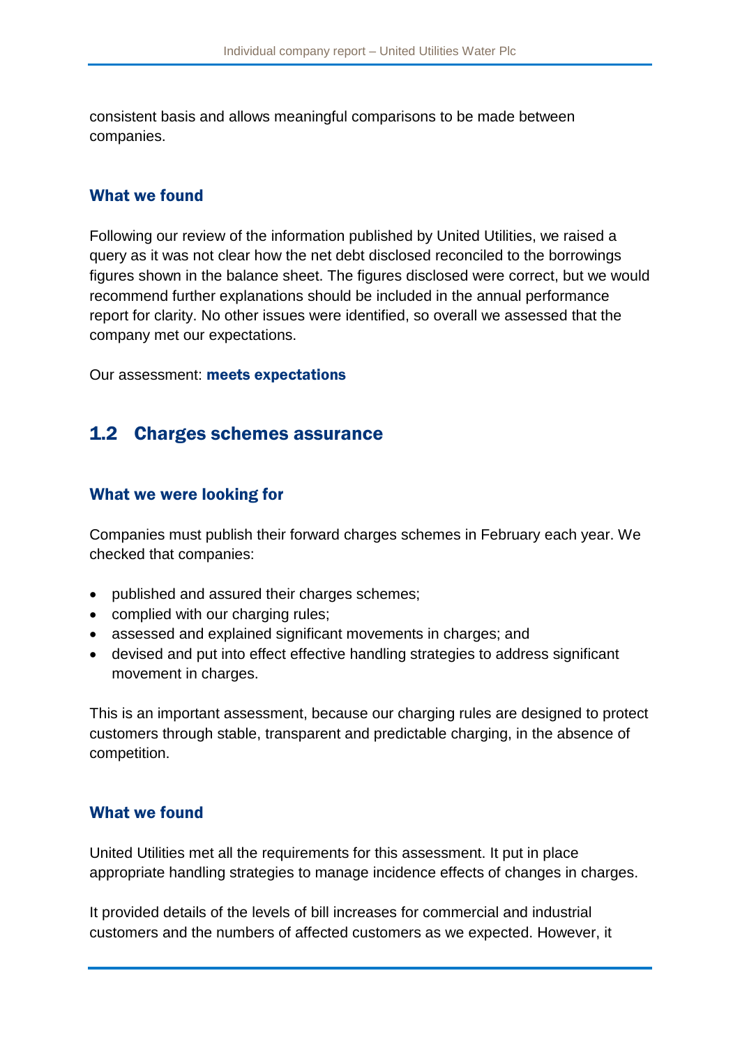consistent basis and allows meaningful comparisons to be made between companies.

### What we found

Following our review of the information published by United Utilities, we raised a query as it was not clear how the net debt disclosed reconciled to the borrowings figures shown in the balance sheet. The figures disclosed were correct, but we would recommend further explanations should be included in the annual performance report for clarity. No other issues were identified, so overall we assessed that the company met our expectations.

Our assessment: **meets expectations**

## 1.2 Charges schemes assurance

### What we were looking for

Companies must publish their forward charges schemes in February each year. We checked that companies:

- published and assured their charges schemes;
- complied with our charging rules;
- assessed and explained significant movements in charges; and
- devised and put into effect effective handling strategies to address significant movement in charges.

This is an important assessment, because our charging rules are designed to protect customers through stable, transparent and predictable charging, in the absence of competition.

### What we found

United Utilities met all the requirements for this assessment. It put in place appropriate handling strategies to manage incidence effects of changes in charges.

It provided details of the levels of bill increases for commercial and industrial customers and the numbers of affected customers as we expected. However, it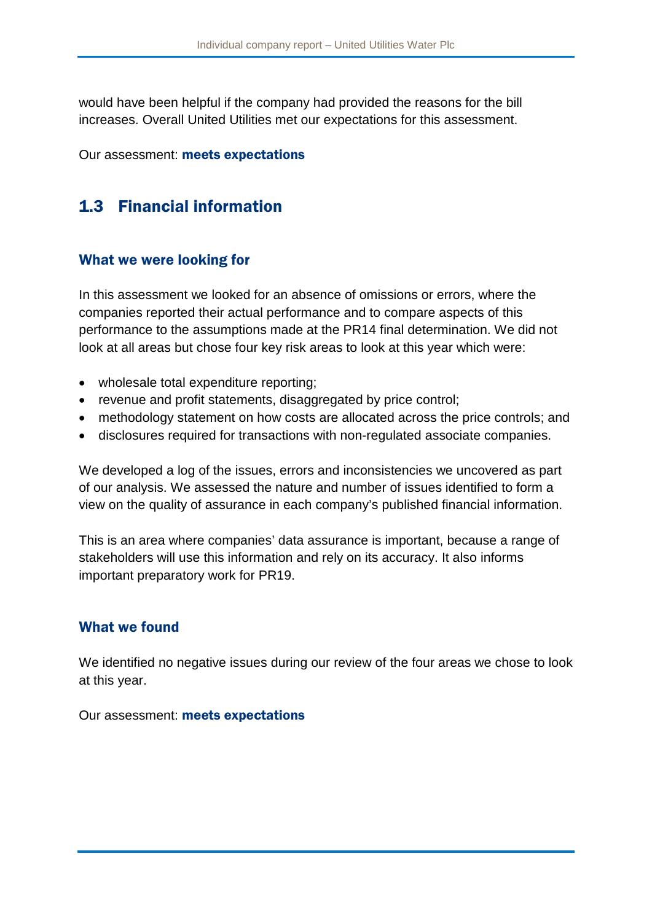would have been helpful if the company had provided the reasons for the bill increases. Overall United Utilities met our expectations for this assessment.

Our assessment: **meets expectations**

## 1.3 Financial information

### What we were looking for

In this assessment we looked for an absence of omissions or errors, where the companies reported their actual performance and to compare aspects of this performance to the assumptions made at the PR14 final determination. We did not look at all areas but chose four key risk areas to look at this year which were:

- wholesale total expenditure reporting;
- revenue and profit statements, disaggregated by price control;
- methodology statement on how costs are allocated across the price controls; and
- disclosures required for transactions with non-regulated associate companies.

We developed a log of the issues, errors and inconsistencies we uncovered as part of our analysis. We assessed the nature and number of issues identified to form a view on the quality of assurance in each company's published financial information.

This is an area where companies' data assurance is important, because a range of stakeholders will use this information and rely on its accuracy. It also informs important preparatory work for PR19.

### What we found

We identified no negative issues during our review of the four areas we chose to look at this year.

Our assessment: **meets expectations**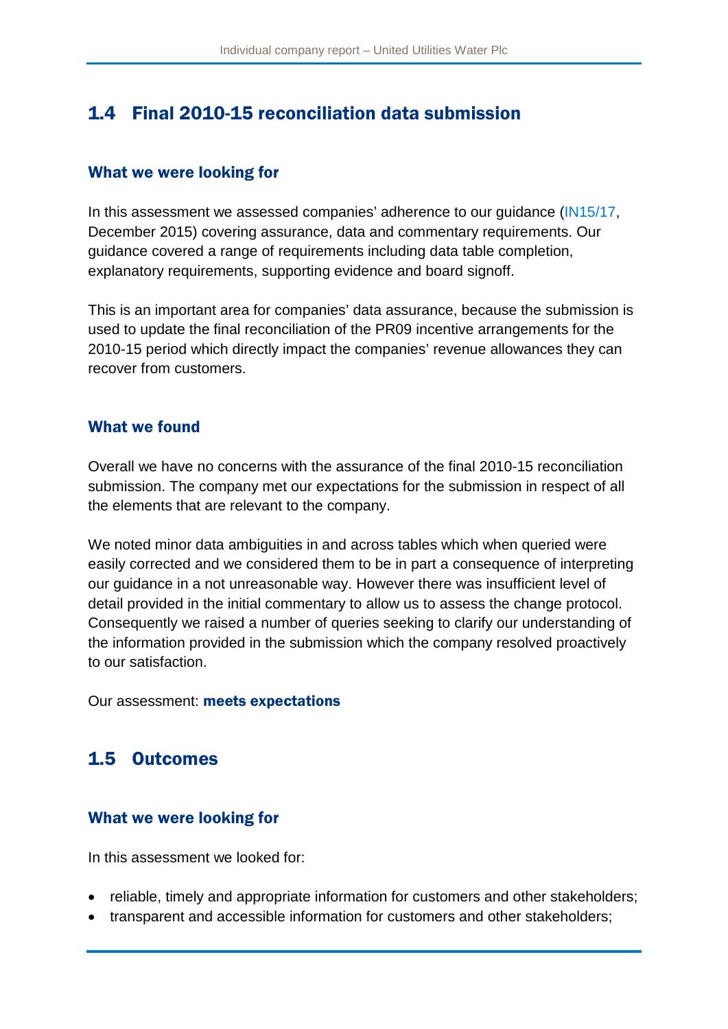## 1.4 Final 2010-15 reconciliation data submission

### What we were looking for

In this assessment we assessed companies' adherence to our guidance (IN15/17, December 2015) covering assurance, data and commentary requirements. Our guidance covered a range of requirements including data table completion, explanatory requirements, supporting evidence and board signoff.

This is an important area for companies' data assurance, because the submission is used to update the final reconciliation of the PR09 incentive arrangements for the 2010-15 period which directly impact the companies' revenue allowances they can recover from customers.

### What we found

Overall we have no concerns with the assurance of the final 2010-15 reconciliation submission. The company met our expectations for the submission in respect of all the elements that are relevant to the company.

We noted minor data ambiguities in and across tables which when queried were easily corrected and we considered them to be in part a consequence of interpreting our guidance in a not unreasonable way. However there was insufficient level of detail provided in the initial commentary to allow us to assess the change protocol. Consequently we raised a number of queries seeking to clarify our understanding of the information provided in the submission which the company resolved proactively to our satisfaction.

Our assessment: **meets expectations**

## 1.5 Outcomes

### What we were looking for

In this assessment we looked for:

- reliable, timely and appropriate information for customers and other stakeholders;
- transparent and accessible information for customers and other stakeholders;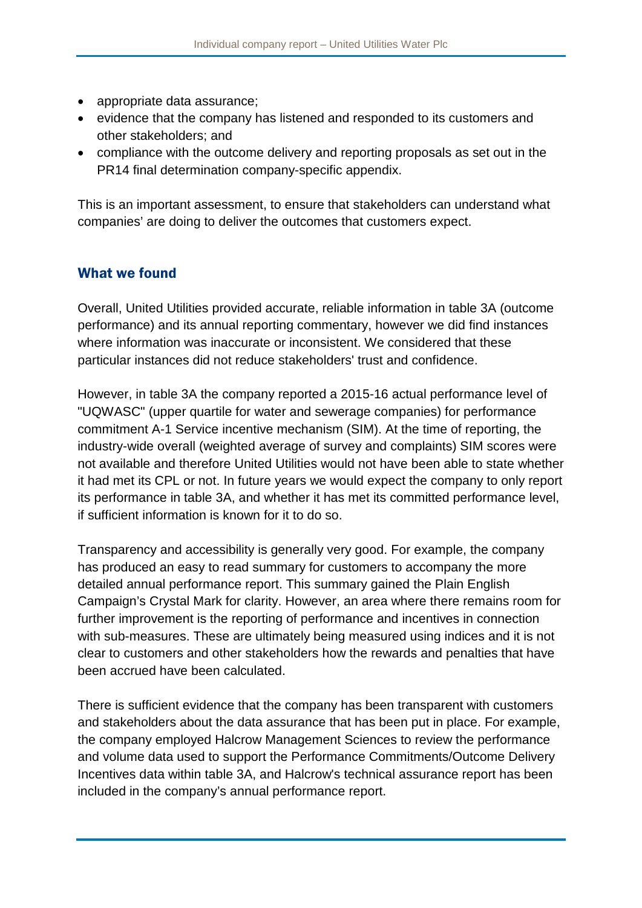- appropriate data assurance;
- evidence that the company has listened and responded to its customers and other stakeholders; and
- compliance with the outcome delivery and reporting proposals as set out in the PR14 final determination company-specific appendix.

This is an important assessment, to ensure that stakeholders can understand what companies' are doing to deliver the outcomes that customers expect.

## What we found

Overall, United Utilities provided accurate, reliable information in table 3A (outcome performance) and its annual reporting commentary, however we did find instances where information was inaccurate or inconsistent. We considered that these particular instances did not reduce stakeholders' trust and confidence.

However, in table 3A the company reported a 2015-16 actual performance level of "UQWASC" (upper quartile for water and sewerage companies) for performance commitment A-1 Service incentive mechanism (SIM). At the time of reporting, the industry-wide overall (weighted average of survey and complaints) SIM scores were not available and therefore United Utilities would not have been able to state whether it had met its CPL or not. In future years we would expect the company to only report its performance in table 3A, and whether it has met its committed performance level, if sufficient information is known for it to do so.

Transparency and accessibility is generally very good. For example, the company has produced an easy to read summary for customers to accompany the more detailed annual performance report. This summary gained the Plain English Campaign's Crystal Mark for clarity. However, an area where there remains room for further improvement is the reporting of performance and incentives in connection with sub-measures. These are ultimately being measured using indices and it is not clear to customers and other stakeholders how the rewards and penalties that have been accrued have been calculated.

There is sufficient evidence that the company has been transparent with customers and stakeholders about the data assurance that has been put in place. For example, the company employed Halcrow Management Sciences to review the performance and volume data used to support the Performance Commitments/Outcome Delivery Incentives data within table 3A, and Halcrow's technical assurance report has been included in the company's annual performance report.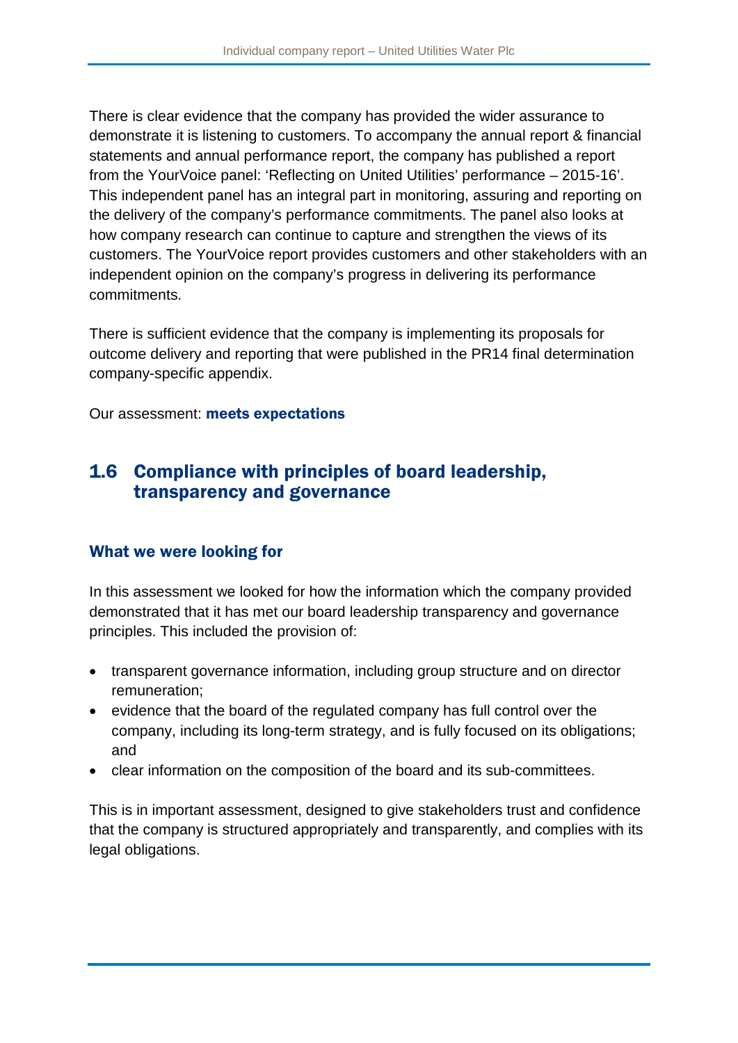There is clear evidence that the company has provided the wider assurance to demonstrate it is listening to customers. To accompany the annual report & financial statements and annual performance report, the company has published a report from the YourVoice panel: 'Reflecting on United Utilities' performance – 2015-16'. This independent panel has an integral part in monitoring, assuring and reporting on the delivery of the company's performance commitments. The panel also looks at how company research can continue to capture and strengthen the views of its customers. The YourVoice report provides customers and other stakeholders with an independent opinion on the company's progress in delivering its performance commitments.

There is sufficient evidence that the company is implementing its proposals for outcome delivery and reporting that were published in the PR14 final determination company-specific appendix.

Our assessment: **meets expectations**

## 1.6 Compliance with principles of board leadership, transparency and governance

### What we were looking for

In this assessment we looked for how the information which the company provided demonstrated that it has met our board leadership transparency and governance principles. This included the provision of:

- transparent governance information, including group structure and on director remuneration;
- evidence that the board of the regulated company has full control over the company, including its long-term strategy, and is fully focused on its obligations; and
- clear information on the composition of the board and its sub-committees.

This is in important assessment, designed to give stakeholders trust and confidence that the company is structured appropriately and transparently, and complies with its legal obligations.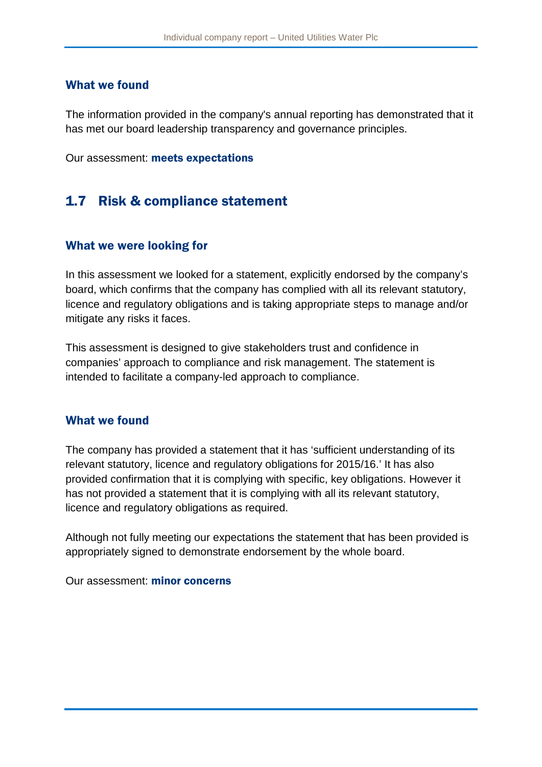### What we found

The information provided in the company's annual reporting has demonstrated that it has met our board leadership transparency and governance principles.

Our assessment: **meets expectations**

## 1.7 Risk & compliance statement

### What we were looking for

In this assessment we looked for a statement, explicitly endorsed by the company's board, which confirms that the company has complied with all its relevant statutory, licence and regulatory obligations and is taking appropriate steps to manage and/or mitigate any risks it faces.

This assessment is designed to give stakeholders trust and confidence in companies' approach to compliance and risk management. The statement is intended to facilitate a company-led approach to compliance.

### What we found

The company has provided a statement that it has 'sufficient understanding of its relevant statutory, licence and regulatory obligations for 2015/16.' It has also provided confirmation that it is complying with specific, key obligations. However it has not provided a statement that it is complying with all its relevant statutory, licence and regulatory obligations as required.

Although not fully meeting our expectations the statement that has been provided is appropriately signed to demonstrate endorsement by the whole board.

Our assessment: **minor concerns**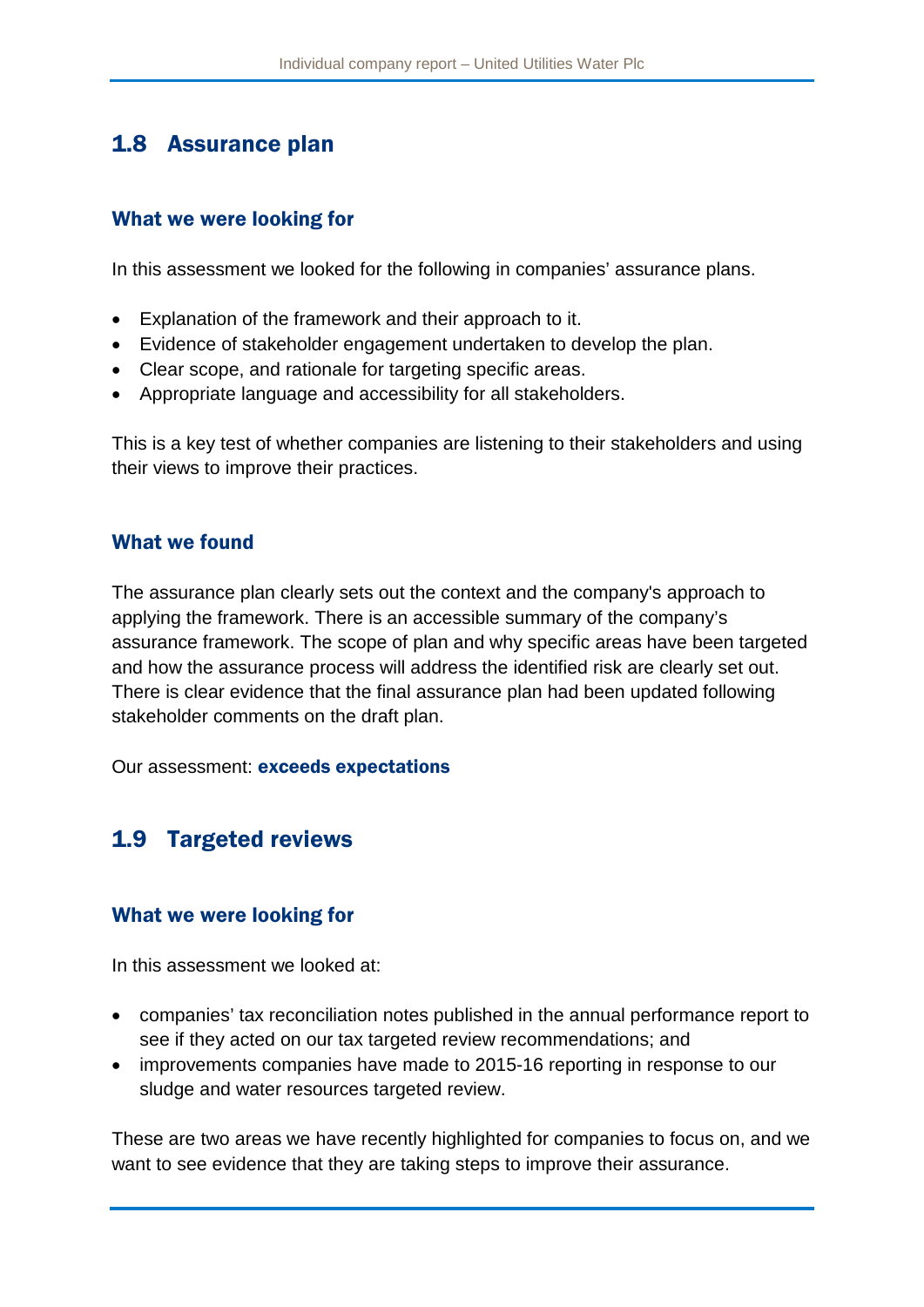## 1.8 Assurance plan

### What we were looking for

In this assessment we looked for the following in companies' assurance plans.

- Explanation of the framework and their approach to it.
- Evidence of stakeholder engagement undertaken to develop the plan.
- Clear scope, and rationale for targeting specific areas.
- Appropriate language and accessibility for all stakeholders.

This is a key test of whether companies are listening to their stakeholders and using their views to improve their practices.

### What we found

The assurance plan clearly sets out the context and the company's approach to applying the framework. There is an accessible summary of the company's assurance framework. The scope of plan and why specific areas have been targeted and how the assurance process will address the identified risk are clearly set out. There is clear evidence that the final assurance plan had been updated following stakeholder comments on the draft plan.

Our assessment: **exceeds expectations**

## 1.9 Targeted reviews

### What we were looking for

In this assessment we looked at:

- companies' tax reconciliation notes published in the annual performance report to see if they acted on our tax targeted review recommendations; and
- improvements companies have made to 2015-16 reporting in response to our sludge and water resources targeted review.

These are two areas we have recently highlighted for companies to focus on, and we want to see evidence that they are taking steps to improve their assurance.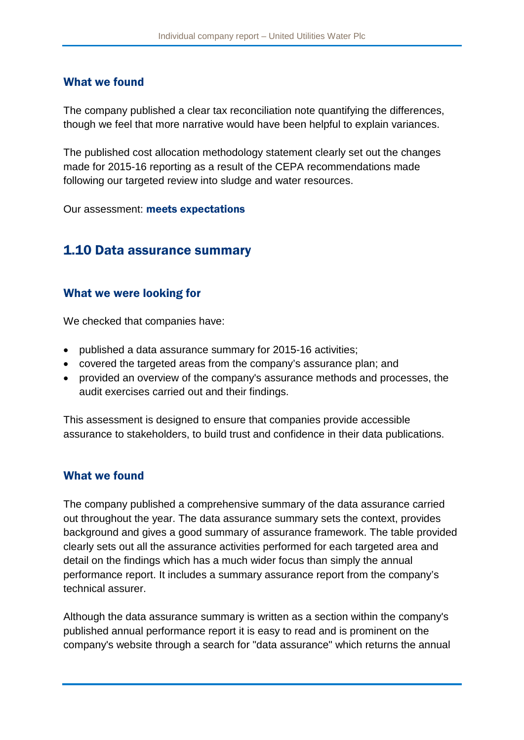### What we found

The company published a clear tax reconciliation note quantifying the differences, though we feel that more narrative would have been helpful to explain variances.

The published cost allocation methodology statement clearly set out the changes made for 2015-16 reporting as a result of the CEPA recommendations made following our targeted review into sludge and water resources.

Our assessment: **meets expectations**

## 1.10 Data assurance summary

### What we were looking for

We checked that companies have:

- published a data assurance summary for 2015-16 activities;
- covered the targeted areas from the company's assurance plan; and
- provided an overview of the company's assurance methods and processes, the audit exercises carried out and their findings.

This assessment is designed to ensure that companies provide accessible assurance to stakeholders, to build trust and confidence in their data publications.

### What we found

The company published a comprehensive summary of the data assurance carried out throughout the year. The data assurance summary sets the context, provides background and gives a good summary of assurance framework. The table provided clearly sets out all the assurance activities performed for each targeted area and detail on the findings which has a much wider focus than simply the annual performance report. It includes a summary assurance report from the company's technical assurer.

Although the data assurance summary is written as a section within the company's published annual performance report it is easy to read and is prominent on the company's website through a search for "data assurance" which returns the annual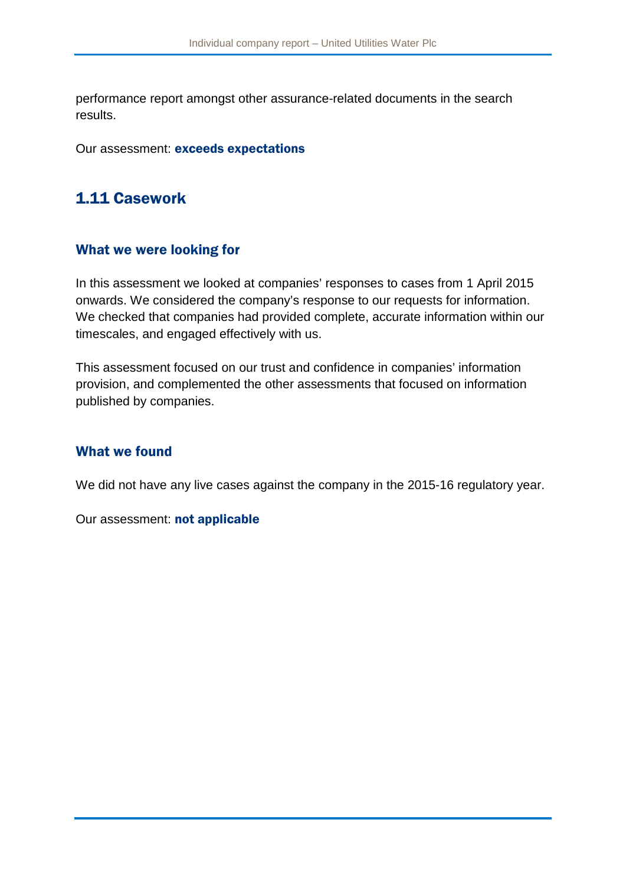performance report amongst other assurance-related documents in the search results.

Our assessment: **exceeds expectations**

## 1.11 Casework

### What we were looking for

In this assessment we looked at companies' responses to cases from 1 April 2015 onwards. We considered the company's response to our requests for information. We checked that companies had provided complete, accurate information within our timescales, and engaged effectively with us.

This assessment focused on our trust and confidence in companies' information provision, and complemented the other assessments that focused on information published by companies.

### What we found

We did not have any live cases against the company in the 2015-16 regulatory year.

Our assessment: **not applicable**